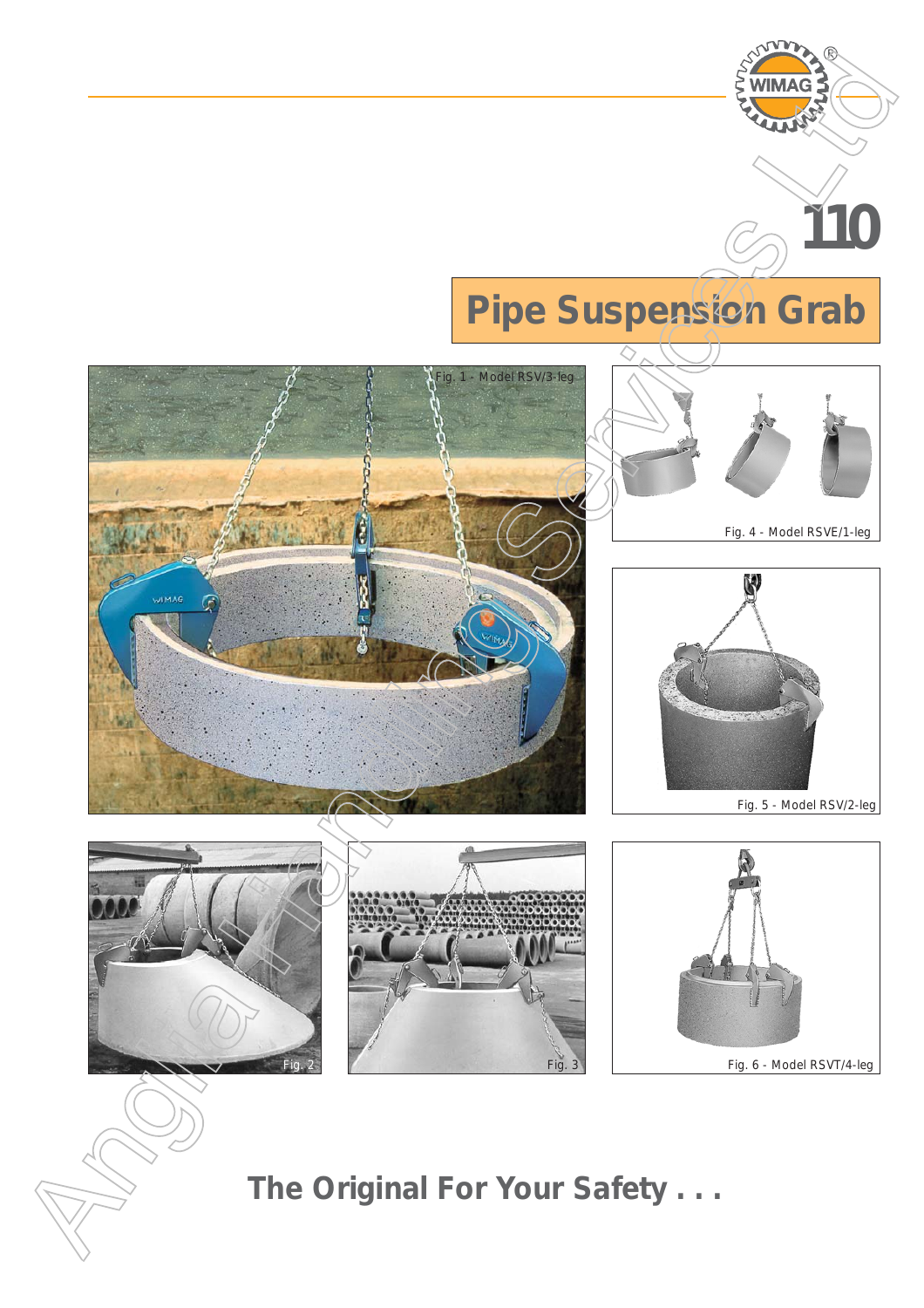# 110

## Pipe Suspension Grab

Fig. 1 - Model RSV/3-leg

Fig. 4 - Model RSVE/1-leg

Fig. 5 - Model RSV/2-leg

Fig. 2

Fig. 3

Fig. 6 - Model RSVT/4-leg

**The Original For Your Safety . . .**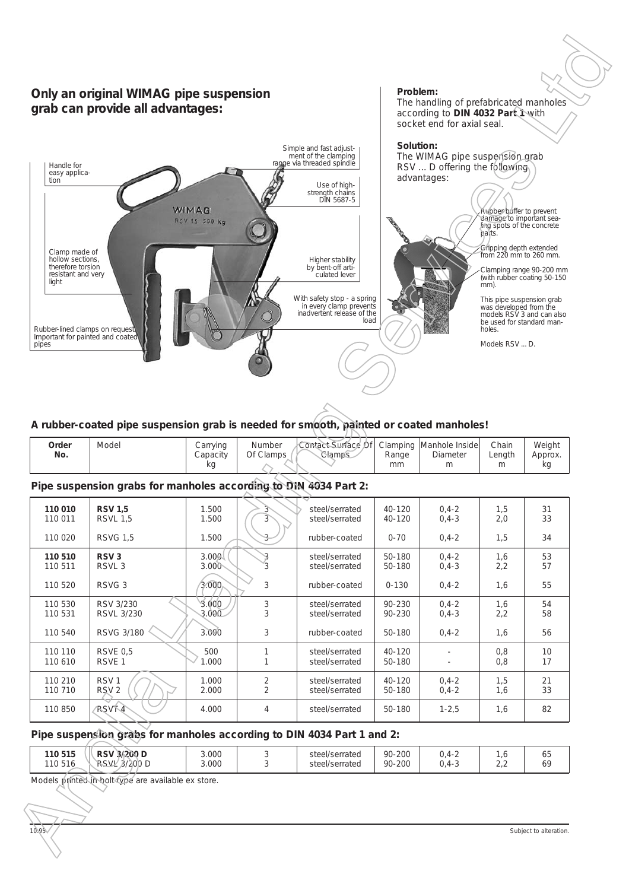## Only an original WIMAG pipe suspension grab can provide all advantages:

Handle for easy application

Simple and fast adjustment of the clamping range via threaded spindle

Use of high-strength chains DIN 5687-5

Clamp made of hollow sections, therefore torsion resistant and very light

Higher stability by bent-off articulated lever

With safety stop - a spring in every clamp prevents inadvertent release of the load

Rubber-lined clamps on request. Important for painted and coated pipes

**Problem:**
The handling of prefabricated manholes according to **DIN 4032 Part 1** with socket end for axial seal.

**Solution:**
The WIMAG pipe suspension grab RSV ... D offering the following advantages:

Rubber buffer to prevent damage to important sealing spots of the concrete parts.

Gripping depth extended from 220 mm to 260 mm.

Clamping range 90-200 mm (with rubber coating 50-150 mm).

This pipe suspension grab was developed from the models RSV 3 and can also be used for standard manholes.

Models RSV ... D.

**A rubber-coated pipe suspension grab is needed for smooth, painted or coated manholes!**

| Order No. | Model | Carrying Capacity kg | Number Of Clamps | Contact Surface Of Clamps | Clamping Range mm | Manhole Inside Diameter m | Chain Length m | Weight Approx. kg |
|---|---|---|---|---|---|---|---|---|
| **Pipe suspension grabs for manholes according to DIN 4034 Part 2:** | | | | | | | | |
| **110 010** | **RSV 1,5** | 1.500 | 3 | steel/serrated | 40-120 | 0,4-2 | 1,5 | 31 |
| 110 011 | RSVL 1,5 | 1.500 | 3 | steel/serrated | 40-120 | 0,4-3 | 2,0 | 33 |
| 110 020 | RSVG 1,5 | 1.500 | 3 | rubber-coated | 0-70 | 0,4-2 | 1,5 | 34 |
| **110 510** | **RSV 3** | 3.000 | 3 | steel/serrated | 50-180 | 0,4-2 | 1,6 | 53 |
| 110 511 | RSVL 3 | 3.000 | 3 | steel/serrated | 50-180 | 0,4-3 | 2,2 | 57 |
| 110 520 | RSVG 3 | 3.000 | 3 | rubber-coated | 0-130 | 0,4-2 | 1,6 | 55 |
| 110 530 | RSV 3/230 | 3.000 | 3 | steel/serrated | 90-230 | 0,4-2 | 1,6 | 54 |
| 110 531 | RSVL 3/230 | 3.000 | 3 | steel/serrated | 90-230 | 0,4-3 | 2,2 | 58 |
| 110 540 | RSVG 3/180 | 3.000 | 3 | rubber-coated | 50-180 | 0,4-2 | 1,6 | 56 |
| 110 110 | RSVE 0,5 | 500 | 1 | steel/serrated | 40-120 | - | 0,8 | 10 |
| 110 610 | RSVE 1 | 1.000 | 1 | steel/serrated | 50-180 | - | 0,8 | 17 |
| 110 210 | RSV 1 | 1.000 | 2 | steel/serrated | 40-120 | 0,4-2 | 1,5 | 21 |
| 110 710 | RSV 2 | 2.000 | 2 | steel/serrated | 50-180 | 0,4-2 | 1,6 | 33 |
| 110 850 | RSVT 4 | 4.000 | 4 | steel/serrated | 50-180 | 1-2,5 | 1,6 | 82 |
| **Pipe suspension grabs for manholes according to DIN 4034 Part 1 and 2:** | | | | | | | | |
| **110 515** | **RSV 3/200 D** | 3.000 | 3 | steel/serrated | 90-200 | 0,4-2 | 1,6 | 65 |
| 110 516 | RSVL 3/200 D | 3.000 | 3 | steel/serrated | 90-200 | 0,4-3 | 2,2 | 69 |

Models printed in bolt type are available ex store.

10.95

Subject to alteration.